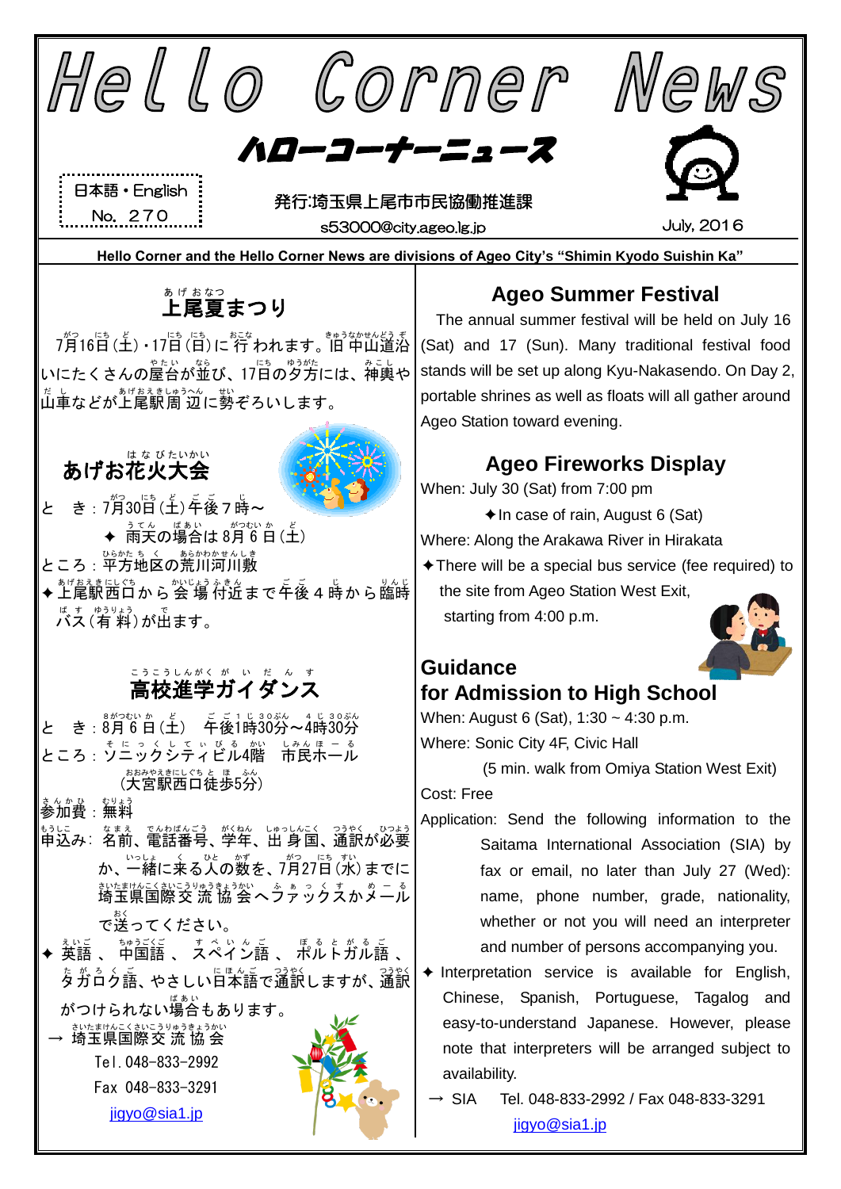# Hello Corner News

## ハローコーナーニュース

日本語・English
No. 270

発行:埼玉県上尾市市民協働推進課
s53000@city.ageo.lg.jp

July, 2016

**Hello Corner and the Hello Corner News are divisions of Ageo City's "Shimin Kyodo Suishin Ka"**

## 上尾夏まつり

7月16日(土)・17日(日)に行われます。旧中山道沿いにたくさんの屋台が並び、17日の夕方には、神輿や山車などが上尾駅周辺に勢ぞろいします。

## あげお花火大会

とき:7月30日(土)午後7時～
✦ 雨天の場合は8月6日(土)
ところ:平方地区の荒川河川敷
✦上尾駅西口から会場付近まで午後4時から臨時バス(有料)が出ます。

## 高校進学ガイダンス

とき:8月6日(土) 午後1時30分～4時30分
ところ:ソニックシティビル4階 市民ホール
(大宮駅西口徒歩5分)
参加費:無料
申込み: 名前、電話番号、学年、出身国、通訳が必要か、一緒に来る人の数を、7月27日(水)までに埼玉県国際交流協会へファックスかメールで送ってください。
✦ 英語、中国語、スペイン語、ポルトガル語、タガログ語、やさしい日本語で通訳しますが、通訳がつけられない場合もあります。
→ 埼玉県国際交流協会
Tel. 048-833-2992
Fax 048-833-3291
jigyo@sia1.jp

## Ageo Summer Festival

The annual summer festival will be held on July 16 (Sat) and 17 (Sun). Many traditional festival food stands will be set up along Kyu-Nakasendo. On Day 2, portable shrines as well as floats will all gather around Ageo Station toward evening.

## Ageo Fireworks Display

When: July 30 (Sat) from 7:00 pm
✦In case of rain, August 6 (Sat)
Where: Along the Arakawa River in Hirakata
✦There will be a special bus service (fee required) to the site from Ageo Station West Exit, starting from 4:00 p.m.

## Guidance for Admission to High School

When: August 6 (Sat), 1:30 ~ 4:30 p.m.
Where: Sonic City 4F, Civic Hall
(5 min. walk from Omiya Station West Exit)
Cost: Free
Application: Send the following information to the Saitama International Association (SIA) by fax or email, no later than July 27 (Wed): name, phone number, grade, nationality, whether or not you will need an interpreter and number of persons accompanying you.
✦ Interpretation service is available for English, Chinese, Spanish, Portuguese, Tagalog and easy-to-understand Japanese. However, please note that interpreters will be arranged subject to availability.
→ SIA Tel. 048-833-2992 / Fax 048-833-3291
jigyo@sia1.jp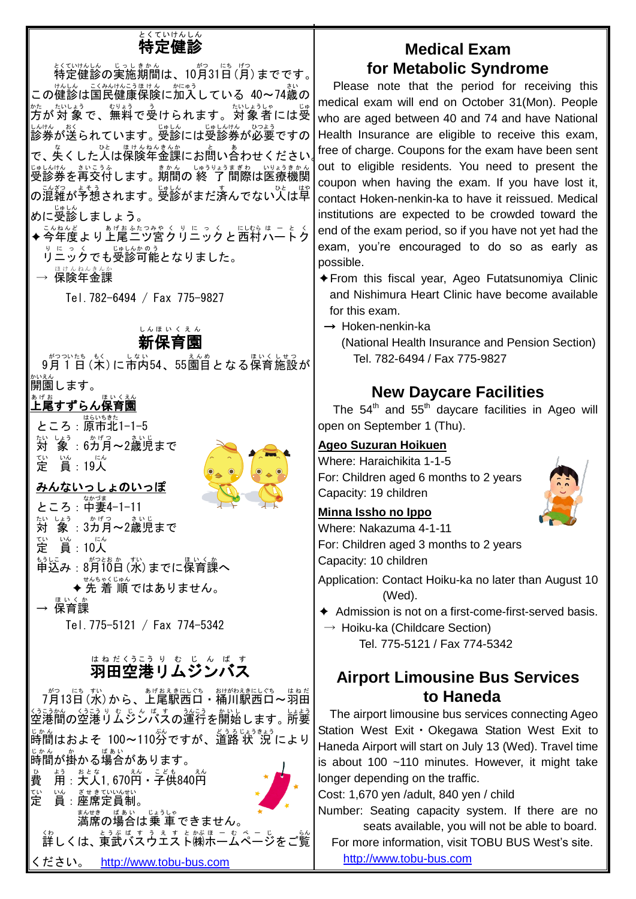## 特定健診

特定健診の実施期間は、10月31日（月）までです。この健診は国民健康保険に加入している40～74歳の方が対象で、無料で受けられます。対象者には受診券が送られています。受診には受診券が必要ですので、失くした人は保険年金課にお問い合わせください。受診券を再交付します。期間の終了間際は医療機関の混雑が予想されます。受診がまだ済んでない人は早めに受診しましょう。

✦今年度より上尾二ツ宮クリニックと西村ハートクリニックでも受診可能となりました。

→ 保険年金課

Tel. 782-6494 / Fax 775-9827

## 新保育園

9月1日（木）に市内54、55園目となる保育施設が開園します。

**上尾すずらん保育園**

ところ：原市北1-1-5

対　象：6カ月～2歳児まで

定　員：19人

**みんないっしょのいっぽ**

ところ：中妻4-1-11

対　象：3カ月～2歳児まで

定　員：10人

申込み：8月10日（水）までに保育課へ

✦先着順ではありません。

→ 保育課

Tel. 775-5121 / Fax 774-5342

## 羽田空港リムジンバス

7月13日（水）から、上尾駅西口・桶川駅西口～羽田空港間の空港リムジンバスの運行を開始します。所要時間はおよそ100～110分ですが、道路状況により時間が掛かる場合があります。

費　用：大人1,670円・子供840円

定　員：座席定員制。

満席の場合は乗車できません。

詳しくは、東武バスウエスト㈱ホームページをご覧ください。 http://www.tobu-bus.com

## Medical Exam for Metabolic Syndrome

Please note that the period for receiving this medical exam will end on October 31(Mon). People who are aged between 40 and 74 and have National Health Insurance are eligible to receive this exam, free of charge. Coupons for the exam have been sent out to eligible residents. You need to present the coupon when having the exam. If you have lost it, contact Hoken-nenkin-ka to have it reissued. Medical institutions are expected to be crowded toward the end of the exam period, so if you have not yet had the exam, you're encouraged to do so as early as possible.

✦From this fiscal year, Ageo Futatsunomiya Clinic and Nishimura Heart Clinic have become available for this exam.

→ Hoken-nenkin-ka

(National Health Insurance and Pension Section)

Tel. 782-6494 / Fax 775-9827

## New Daycare Facilities

The 54th and 55th daycare facilities in Ageo will open on September 1 (Thu).

**Ageo Suzuran Hoikuen**

Where: Haraichikita 1-1-5

For: Children aged 6 months to 2 years

Capacity: 19 children

**Minna Issho no Ippo**

Where: Nakazuma 4-1-11

For: Children aged 3 months to 2 years

Capacity: 10 children

Application: Contact Hoiku-ka no later than August 10 (Wed).

✦ Admission is not on a first-come-first-served basis.

→ Hoiku-ka (Childcare Section)

Tel. 775-5121 / Fax 774-5342

## Airport Limousine Bus Services to Haneda

The airport limousine bus services connecting Ageo Station West Exit・Okegawa Station West Exit to Haneda Airport will start on July 13 (Wed). Travel time is about 100 ~110 minutes. However, it might take longer depending on the traffic.

Cost: 1,670 yen /adult, 840 yen / child

Number: Seating capacity system. If there are no seats available, you will not be able to board.

For more information, visit TOBU BUS West's site.

http://www.tobu-bus.com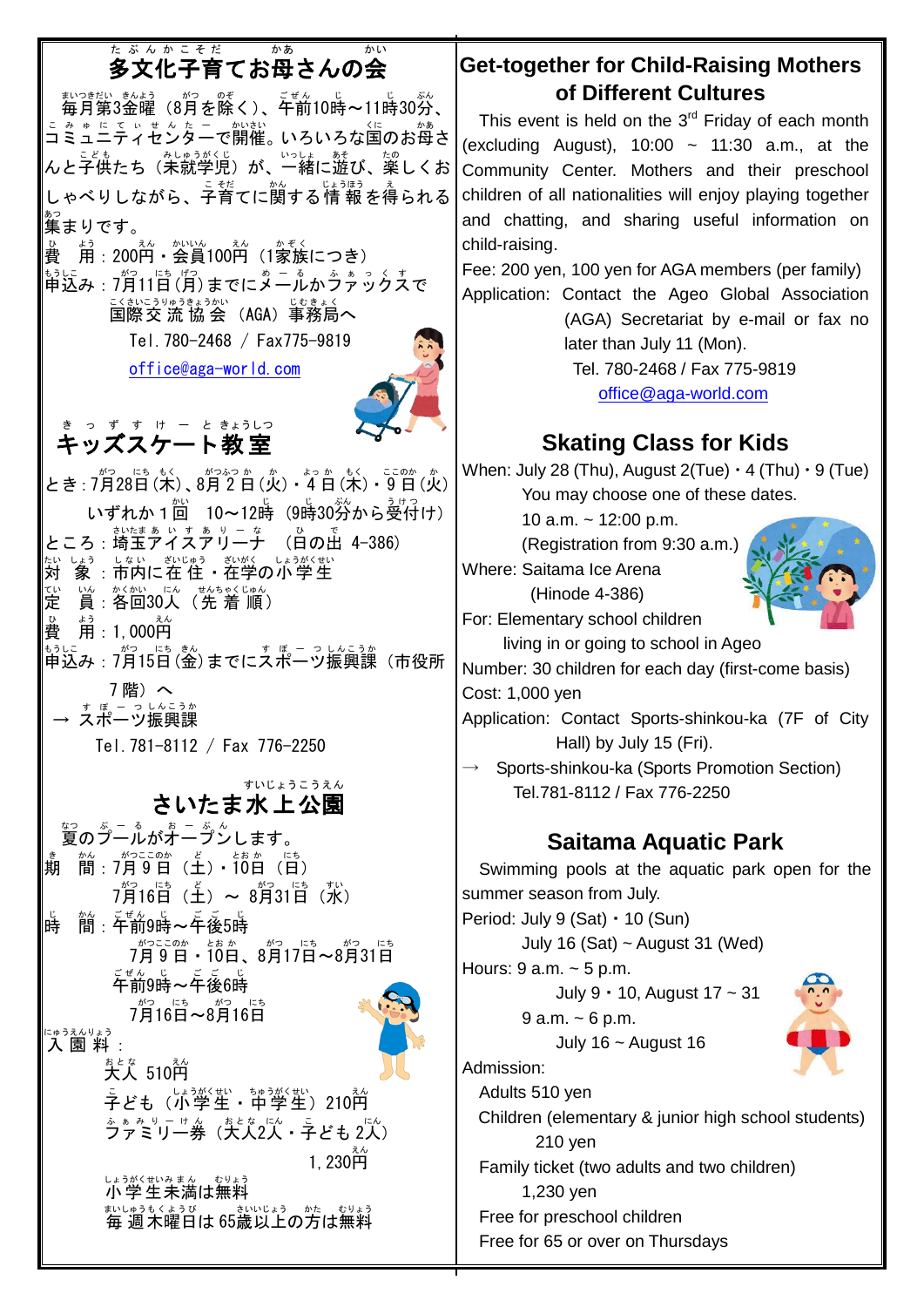## 多文化子育てお母さんの会

毎月第3金曜（8月を除く）、午前10時～11時30分、コミュニティセンターで開催。いろいろな国のお母さんと子供たち（未就学児）が、一緒に遊び、楽しくおしゃべりしながら、子育てに関する情報を得られる集まりです。

費　用：200円・会員100円（1家族につき）
申込み：7月11日（月）までにメールかファックスで
国際交流協会（AGA）事務局へ
Tel. 780-2468 / Fax775-9819
office@aga-world.com

## キッズスケート教室

とき：7月28日（木）、8月2日（火）・4日（木）・9日（火）
いずれか1回　10～12時（9時30分から受付け）
ところ：埼玉アイスアリーナ　（日の出 4-386）
対　象：市内に在住・在学の小学生
定　員：各回30人（先着順）
費　用：1,000円
申込み：7月15日（金）までにスポーツ振興課（市役所7階）へ
→ スポーツ振興課
Tel. 781-8112 / Fax 776-2250

## さいたま水上公園

夏のプールがオープンします。
期　間：7月9日（土）・10日（日）
7月16日（土）～ 8月31日（水）
時　間：午前9時～午後5時
7月9日・10日、8月17日～8月31日
午前9時～午後6時
7月16日～8月16日
入園料：
大人 510円
子ども（小学生・中学生）210円
ファミリー券（大人2人・子ども2人）
1,230円
小学生未満は無料
毎週木曜日は 65歳以上の方は無料

## Get-together for Child-Raising Mothers of Different Cultures

This event is held on the 3rd Friday of each month (excluding August), 10:00 ~ 11:30 a.m., at the Community Center. Mothers and their preschool children of all nationalities will enjoy playing together and chatting, and sharing useful information on child-raising.

Fee: 200 yen, 100 yen for AGA members (per family)
Application: Contact the Ageo Global Association (AGA) Secretariat by e-mail or fax no later than July 11 (Mon).
Tel. 780-2468 / Fax 775-9819
office@aga-world.com

## Skating Class for Kids

When: July 28 (Thu), August 2(Tue)・4 (Thu)・9 (Tue)
You may choose one of these dates.
10 a.m. ~ 12:00 p.m.
(Registration from 9:30 a.m.)
Where: Saitama Ice Arena
(Hinode 4-386)
For: Elementary school children living in or going to school in Ageo
Number: 30 children for each day (first-come basis)
Cost: 1,000 yen
Application: Contact Sports-shinkou-ka (7F of City Hall) by July 15 (Fri).
→ Sports-shinkou-ka (Sports Promotion Section)
Tel.781-8112 / Fax 776-2250

## Saitama Aquatic Park

Swimming pools at the aquatic park open for the summer season from July.
Period: July 9 (Sat)・10 (Sun)
July 16 (Sat) ~ August 31 (Wed)
Hours: 9 a.m. ~ 5 p.m.
July 9・10, August 17 ~ 31
9 a.m. ~ 6 p.m.
July 16 ~ August 16
Admission:
Adults 510 yen
Children (elementary & junior high school students) 210 yen
Family ticket (two adults and two children) 1,230 yen
Free for preschool children
Free for 65 or over on Thursdays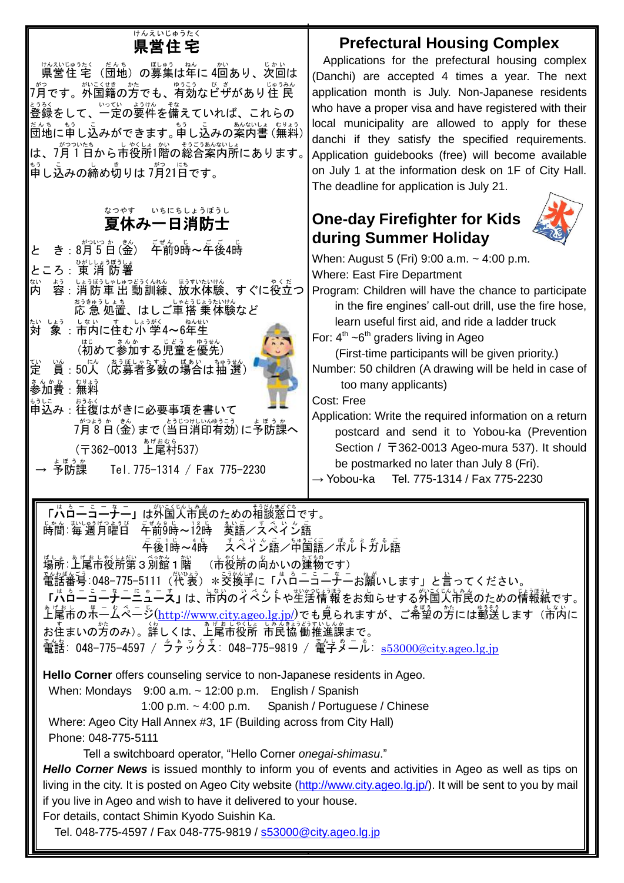## 県営住宅

県営住宅（団地）の募集は年に4回あり、次回は7月です。外国籍の方でも、有効なビザがあり住民登録をして、一定の要件を備えていれば、これらの団地に申し込みができます。申し込みの案内書（無料）は、7月1日から市役所1階の総合案内所にあります。申し込みの締め切りは7月21日です。

## Prefectural Housing Complex

Applications for the prefectural housing complex (Danchi) are accepted 4 times a year. The next application month is July. Non-Japanese residents who have a proper visa and have registered with their local municipality are allowed to apply for these danchi if they satisfy the specified requirements. Application guidebooks (free) will become available on July 1 at the information desk on 1F of City Hall. The deadline for application is July 21.

## 夏休み一日消防士

と　き：8月5日（金）　午前9時～午後4時

ところ：東消防署

内　容：消防車出動訓練、放水体験、すぐに役立つ応急処置、はしご車搭乗体験など

対　象：市内に住む小学4～6年生（初めて参加する児童を優先）

定　員：50人（応募者多数の場合は抽選）

参加費：無料

申込み：往復はがきに必要事項を書いて7月8日（金）まで（当日消印有効）に予防課へ（〒362-0013 上尾村537）

→ 予防課　Tel.775-1314 / Fax 775-2230

## One-day Firefighter for Kids during Summer Holiday

When: August 5 (Fri) 9:00 a.m. ~ 4:00 p.m.

Where: East Fire Department

Program: Children will have the chance to participate in the fire engines' call-out drill, use the fire hose, learn useful first aid, and ride a ladder truck

For: 4th ~6th graders living in Ageo (First-time participants will be given priority.)

Number: 50 children (A drawing will be held in case of too many applicants)

Cost: Free

Application: Write the required information on a return postcard and send it to Yobou-ka (Prevention Section / 〒362-0013 Ageo-mura 537). It should be postmarked no later than July 8 (Fri).

→ Yobou-ka　Tel. 775-1314 / Fax 775-2230

---

「ハローコーナー」は外国人市民のための相談窓口です。

時間：毎週月曜日　午前9時～12時　英語／スペイン語

午後1時～4時　スペイン語／中国語／ポルトガル語

場所：上尾市役所第３別館１階　（市役所の向かいの建物です）

電話番号：048-775-5111（代表）＊交換手に「ハローコーナーお願いします」と言ってください。

「ハローコーナーニュース」は、市内のイベントや生活情報をお知らせする外国人市民のための情報紙です。上尾市のホームページ(http://www.city.ageo.lg.jp/)でも見られますが、ご希望の方には郵送します（市内にお住まいの方のみ）。詳しくは、上尾市役所 市民協働推進課まで。

電話：048-775-4597 / ファックス：048-775-9819 / 電子メール：s53000@city.ageo.lg.jp

**Hello Corner** offers counseling service to non-Japanese residents in Ageo.

When: Mondays　9:00 a.m. ~ 12:00 p.m.　English / Spanish

1:00 p.m. ~ 4:00 p.m.　Spanish / Portuguese / Chinese

Where: Ageo City Hall Annex #3, 1F (Building across from City Hall)

Phone: 048-775-5111

Tell a switchboard operator, "Hello Corner *onegai-shimasu*."

***Hello Corner News*** is issued monthly to inform you of events and activities in Ageo as well as tips on living in the city. It is posted on Ageo City website (http://www.city.ageo.lg.jp/). It will be sent to you by mail if you live in Ageo and wish to have it delivered to your house.

For details, contact Shimin Kyodo Suishin Ka.

Tel. 048-775-4597 / Fax 048-775-9819 / s53000@city.ageo.lg.jp